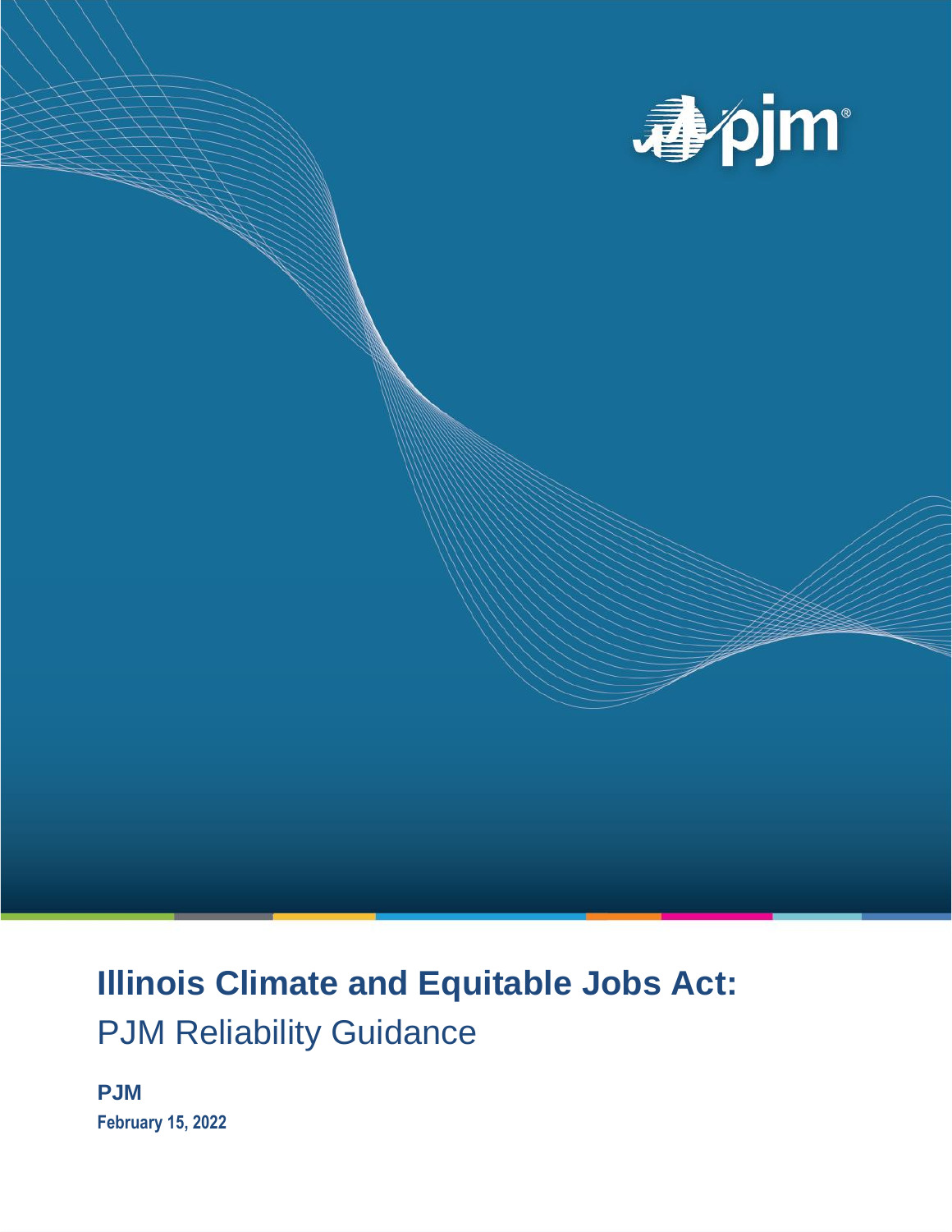# Illinois Climate and Equitable Jobs Act:

## PJM Reliability Guidance

**PJM**

**February 15, 2022**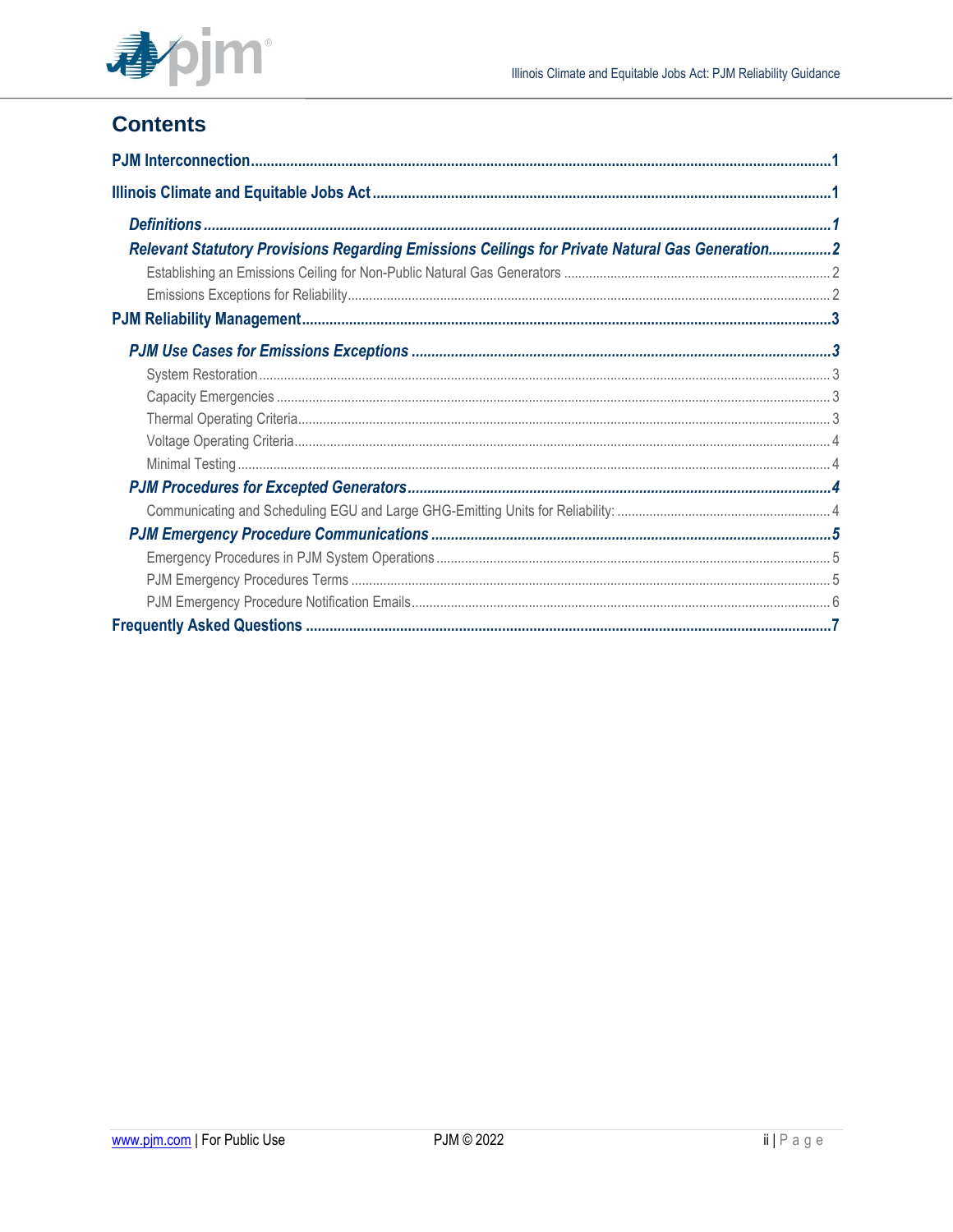## Contents

**PJM Interconnection** .......... **1**

**Illinois Climate and Equitable Jobs Act** .......... **1**

- ***Definitions*** .......... ***1***
- ***Relevant Statutory Provisions Regarding Emissions Ceilings for Private Natural Gas Generation*** .......... ***2***
  - Establishing an Emissions Ceiling for Non-Public Natural Gas Generators .......... 2
  - Emissions Exceptions for Reliability .......... 2

**PJM Reliability Management** .......... **3**

- ***PJM Use Cases for Emissions Exceptions*** .......... ***3***
  - System Restoration .......... 3
  - Capacity Emergencies .......... 3
  - Thermal Operating Criteria .......... 3
  - Voltage Operating Criteria .......... 4
  - Minimal Testing .......... 4
- ***PJM Procedures for Excepted Generators*** .......... ***4***
  - Communicating and Scheduling EGU and Large GHG-Emitting Units for Reliability: .......... 4
- ***PJM Emergency Procedure Communications*** .......... ***5***
  - Emergency Procedures in PJM System Operations .......... 5
  - PJM Emergency Procedures Terms .......... 5
  - PJM Emergency Procedure Notification Emails .......... 6

**Frequently Asked Questions** .......... **7**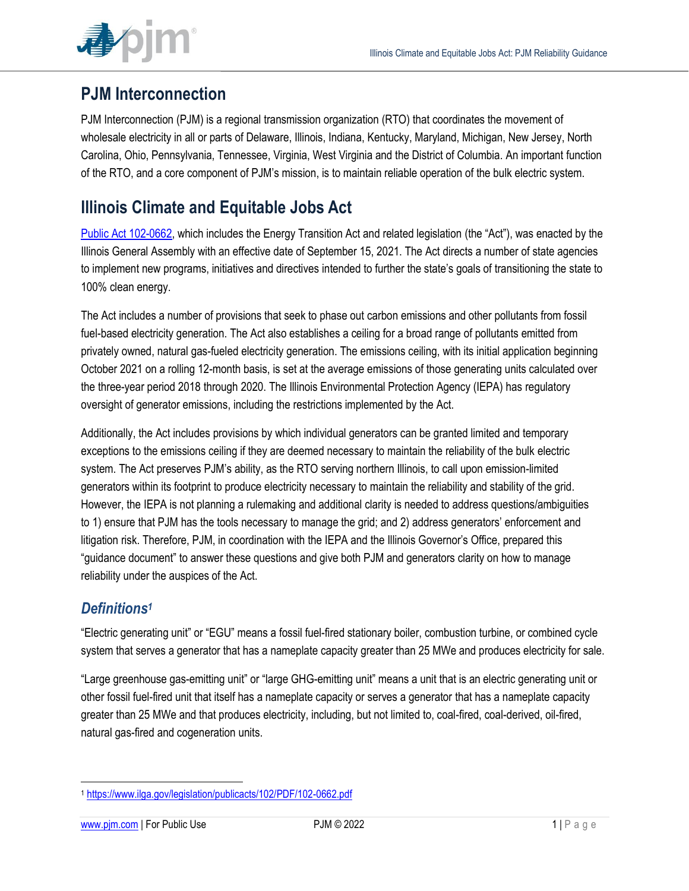## PJM Interconnection

PJM Interconnection (PJM) is a regional transmission organization (RTO) that coordinates the movement of wholesale electricity in all or parts of Delaware, Illinois, Indiana, Kentucky, Maryland, Michigan, New Jersey, North Carolina, Ohio, Pennsylvania, Tennessee, Virginia, West Virginia and the District of Columbia. An important function of the RTO, and a core component of PJM's mission, is to maintain reliable operation of the bulk electric system.

## Illinois Climate and Equitable Jobs Act

[Public Act 102-0662](https://www.ilga.gov/legislation/publicacts/102/PDF/102-0662.pdf), which includes the Energy Transition Act and related legislation (the "Act"), was enacted by the Illinois General Assembly with an effective date of September 15, 2021. The Act directs a number of state agencies to implement new programs, initiatives and directives intended to further the state's goals of transitioning the state to 100% clean energy.

The Act includes a number of provisions that seek to phase out carbon emissions and other pollutants from fossil fuel-based electricity generation. The Act also establishes a ceiling for a broad range of pollutants emitted from privately owned, natural gas-fueled electricity generation. The emissions ceiling, with its initial application beginning October 2021 on a rolling 12-month basis, is set at the average emissions of those generating units calculated over the three-year period 2018 through 2020. The Illinois Environmental Protection Agency (IEPA) has regulatory oversight of generator emissions, including the restrictions implemented by the Act.

Additionally, the Act includes provisions by which individual generators can be granted limited and temporary exceptions to the emissions ceiling if they are deemed necessary to maintain the reliability of the bulk electric system. The Act preserves PJM's ability, as the RTO serving northern Illinois, to call upon emission-limited generators within its footprint to produce electricity necessary to maintain the reliability and stability of the grid. However, the IEPA is not planning a rulemaking and additional clarity is needed to address questions/ambiguities to 1) ensure that PJM has the tools necessary to manage the grid; and 2) address generators' enforcement and litigation risk. Therefore, PJM, in coordination with the IEPA and the Illinois Governor's Office, prepared this "guidance document" to answer these questions and give both PJM and generators clarity on how to manage reliability under the auspices of the Act.

### *Definitions*[1]

"Electric generating unit" or "EGU" means a fossil fuel-fired stationary boiler, combustion turbine, or combined cycle system that serves a generator that has a nameplate capacity greater than 25 MWe and produces electricity for sale.

"Large greenhouse gas-emitting unit" or "large GHG-emitting unit" means a unit that is an electric generating unit or other fossil fuel-fired unit that itself has a nameplate capacity or serves a generator that has a nameplate capacity greater than 25 MWe and that produces electricity, including, but not limited to, coal-fired, coal-derived, oil-fired, natural gas-fired and cogeneration units.

[1] https://www.ilga.gov/legislation/publicacts/102/PDF/102-0662.pdf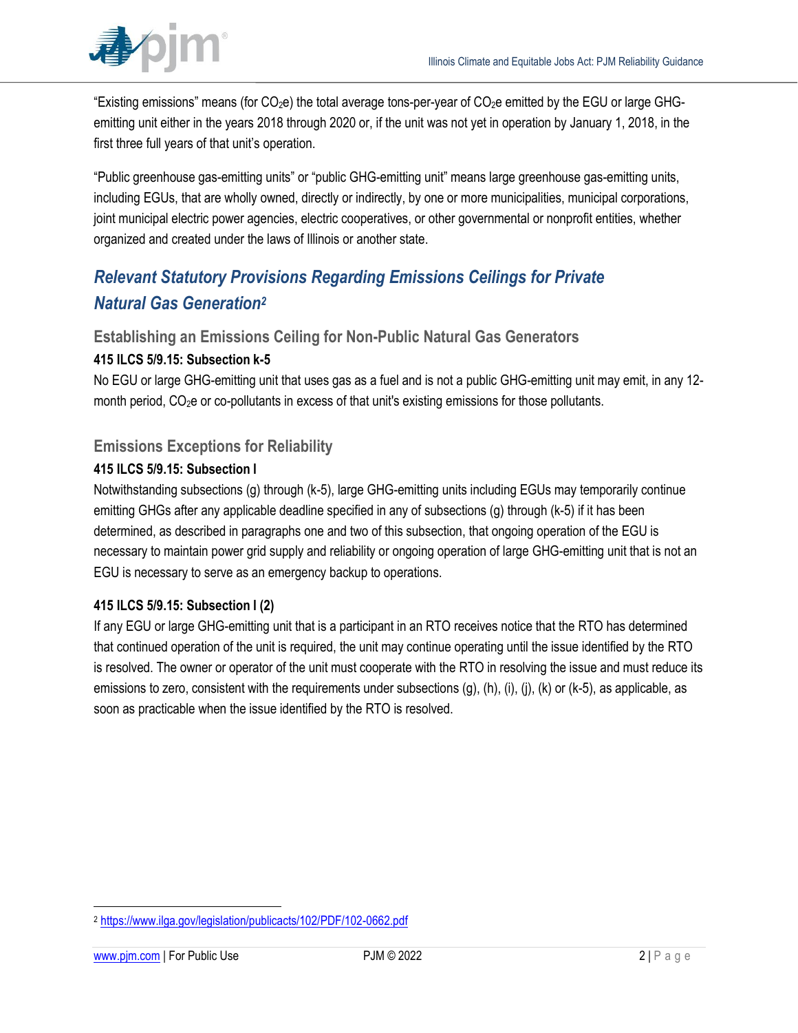"Existing emissions" means (for $CO_2e$) the total average tons-per-year of $CO_2e$ emitted by the EGU or large GHG-emitting unit either in the years 2018 through 2020 or, if the unit was not yet in operation by January 1, 2018, in the first three full years of that unit's operation.

"Public greenhouse gas-emitting units" or "public GHG-emitting unit" means large greenhouse gas-emitting units, including EGUs, that are wholly owned, directly or indirectly, by one or more municipalities, municipal corporations, joint municipal electric power agencies, electric cooperatives, or other governmental or nonprofit entities, whether organized and created under the laws of Illinois or another state.

## *Relevant Statutory Provisions Regarding Emissions Ceilings for Private Natural Gas Generation*[2]

### Establishing an Emissions Ceiling for Non-Public Natural Gas Generators

**415 ILCS 5/9.15: Subsection k-5**

No EGU or large GHG-emitting unit that uses gas as a fuel and is not a public GHG-emitting unit may emit, in any 12-month period, $CO_2e$ or co-pollutants in excess of that unit's existing emissions for those pollutants.

### Emissions Exceptions for Reliability

**415 ILCS 5/9.15: Subsection l**

Notwithstanding subsections (g) through (k-5), large GHG-emitting units including EGUs may temporarily continue emitting GHGs after any applicable deadline specified in any of subsections (g) through (k-5) if it has been determined, as described in paragraphs one and two of this subsection, that ongoing operation of the EGU is necessary to maintain power grid supply and reliability or ongoing operation of large GHG-emitting unit that is not an EGU is necessary to serve as an emergency backup to operations.

**415 ILCS 5/9.15: Subsection l (2)**

If any EGU or large GHG-emitting unit that is a participant in an RTO receives notice that the RTO has determined that continued operation of the unit is required, the unit may continue operating until the issue identified by the RTO is resolved. The owner or operator of the unit must cooperate with the RTO in resolving the issue and must reduce its emissions to zero, consistent with the requirements under subsections (g), (h), (i), (j), (k) or (k-5), as applicable, as soon as practicable when the issue identified by the RTO is resolved.

---

[2] https://www.ilga.gov/legislation/publicacts/102/PDF/102-0662.pdf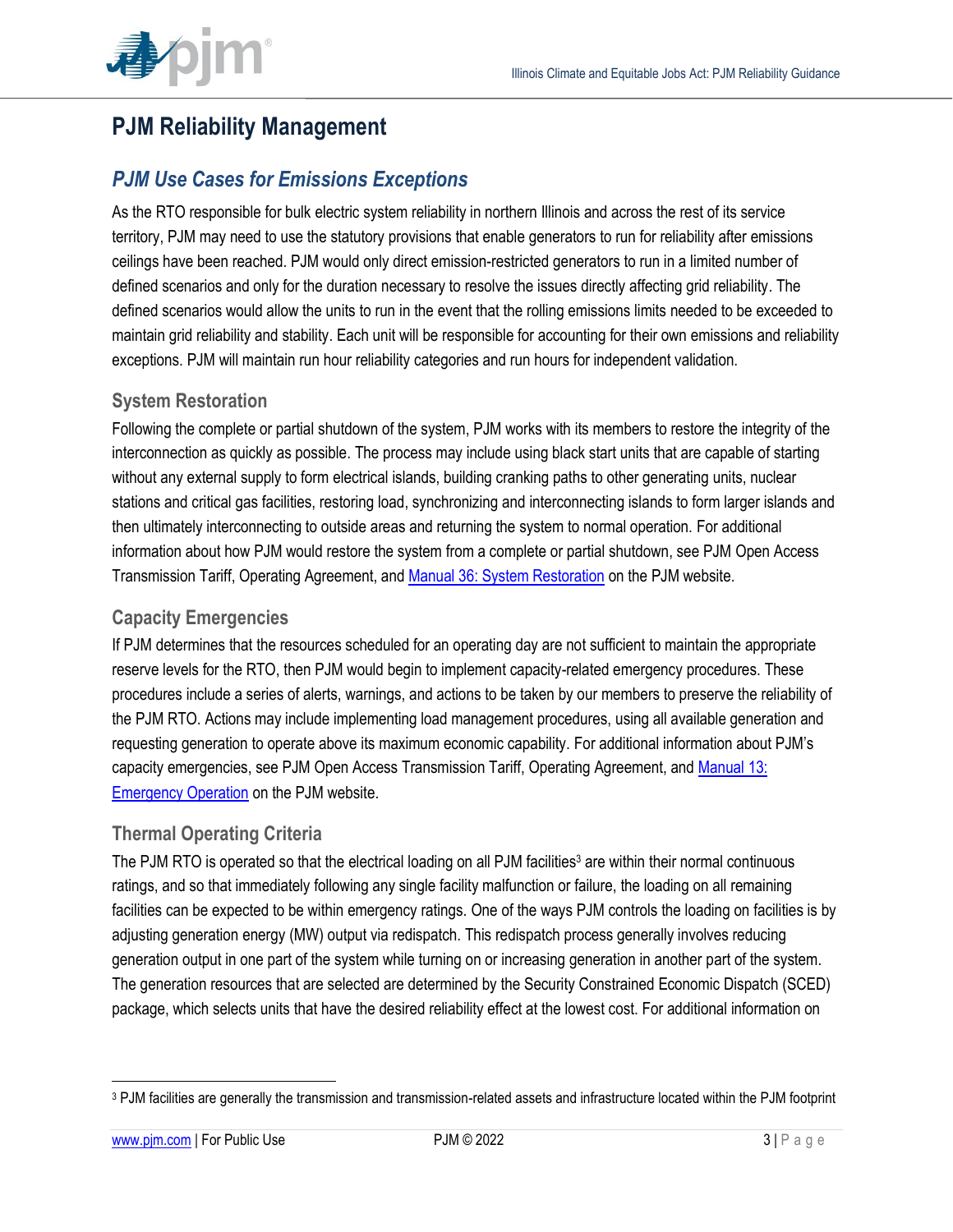# PJM Reliability Management

## PJM Use Cases for Emissions Exceptions

As the RTO responsible for bulk electric system reliability in northern Illinois and across the rest of its service territory, PJM may need to use the statutory provisions that enable generators to run for reliability after emissions ceilings have been reached. PJM would only direct emission-restricted generators to run in a limited number of defined scenarios and only for the duration necessary to resolve the issues directly affecting grid reliability. The defined scenarios would allow the units to run in the event that the rolling emissions limits needed to be exceeded to maintain grid reliability and stability. Each unit will be responsible for accounting for their own emissions and reliability exceptions. PJM will maintain run hour reliability categories and run hours for independent validation.

### System Restoration

Following the complete or partial shutdown of the system, PJM works with its members to restore the integrity of the interconnection as quickly as possible. The process may include using black start units that are capable of starting without any external supply to form electrical islands, building cranking paths to other generating units, nuclear stations and critical gas facilities, restoring load, synchronizing and interconnecting islands to form larger islands and then ultimately interconnecting to outside areas and returning the system to normal operation. For additional information about how PJM would restore the system from a complete or partial shutdown, see PJM Open Access Transmission Tariff, Operating Agreement, and Manual 36: System Restoration on the PJM website.

### Capacity Emergencies

If PJM determines that the resources scheduled for an operating day are not sufficient to maintain the appropriate reserve levels for the RTO, then PJM would begin to implement capacity-related emergency procedures. These procedures include a series of alerts, warnings, and actions to be taken by our members to preserve the reliability of the PJM RTO. Actions may include implementing load management procedures, using all available generation and requesting generation to operate above its maximum economic capability. For additional information about PJM's capacity emergencies, see PJM Open Access Transmission Tariff, Operating Agreement, and Manual 13: Emergency Operation on the PJM website.

### Thermal Operating Criteria

The PJM RTO is operated so that the electrical loading on all PJM facilities[3] are within their normal continuous ratings, and so that immediately following any single facility malfunction or failure, the loading on all remaining facilities can be expected to be within emergency ratings. One of the ways PJM controls the loading on facilities is by adjusting generation energy (MW) output via redispatch. This redispatch process generally involves reducing generation output in one part of the system while turning on or increasing generation in another part of the system. The generation resources that are selected are determined by the Security Constrained Economic Dispatch (SCED) package, which selects units that have the desired reliability effect at the lowest cost. For additional information on

[3] PJM facilities are generally the transmission and transmission-related assets and infrastructure located within the PJM footprint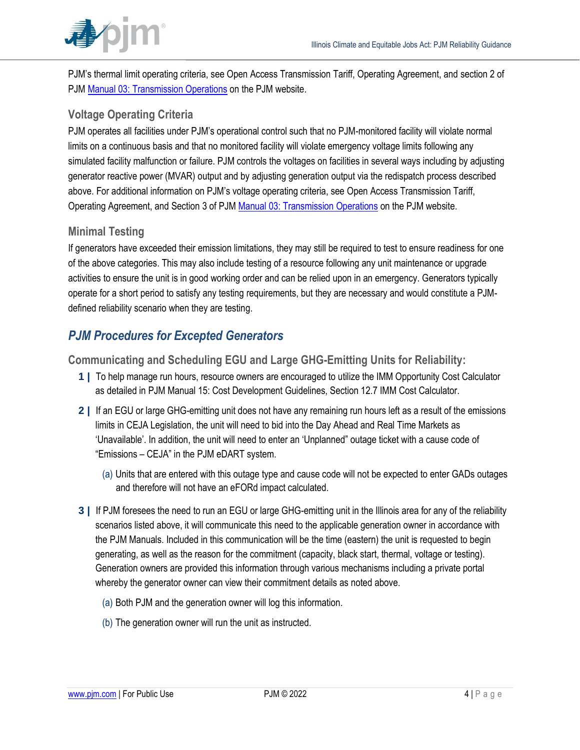PJM's thermal limit operating criteria, see Open Access Transmission Tariff, Operating Agreement, and section 2 of PJM [Manual 03: Transmission Operations](#) on the PJM website.

### Voltage Operating Criteria

PJM operates all facilities under PJM's operational control such that no PJM-monitored facility will violate normal limits on a continuous basis and that no monitored facility will violate emergency voltage limits following any simulated facility malfunction or failure. PJM controls the voltages on facilities in several ways including by adjusting generator reactive power (MVAR) output and by adjusting generation output via the redispatch process described above. For additional information on PJM's voltage operating criteria, see Open Access Transmission Tariff, Operating Agreement, and Section 3 of PJM [Manual 03: Transmission Operations](#) on the PJM website.

### Minimal Testing

If generators have exceeded their emission limitations, they may still be required to test to ensure readiness for one of the above categories. This may also include testing of a resource following any unit maintenance or upgrade activities to ensure the unit is in good working order and can be relied upon in an emergency. Generators typically operate for a short period to satisfy any testing requirements, but they are necessary and would constitute a PJM-defined reliability scenario when they are testing.

## *PJM Procedures for Excepted Generators*

### Communicating and Scheduling EGU and Large GHG-Emitting Units for Reliability:

1. To help manage run hours, resource owners are encouraged to utilize the IMM Opportunity Cost Calculator as detailed in PJM Manual 15: Cost Development Guidelines, Section 12.7 IMM Cost Calculator.
2. If an EGU or large GHG-emitting unit does not have any remaining run hours left as a result of the emissions limits in CEJA Legislation, the unit will need to bid into the Day Ahead and Real Time Markets as 'Unavailable'. In addition, the unit will need to enter an 'Unplanned" outage ticket with a cause code of "Emissions – CEJA" in the PJM eDART system.
   - (a) Units that are entered with this outage type and cause code will not be expected to enter GADs outages and therefore will not have an eFORd impact calculated.
3. If PJM foresees the need to run an EGU or large GHG-emitting unit in the Illinois area for any of the reliability scenarios listed above, it will communicate this need to the applicable generation owner in accordance with the PJM Manuals. Included in this communication will be the time (eastern) the unit is requested to begin generating, as well as the reason for the commitment (capacity, black start, thermal, voltage or testing). Generation owners are provided this information through various mechanisms including a private portal whereby the generator owner can view their commitment details as noted above.
   - (a) Both PJM and the generation owner will log this information.
   - (b) The generation owner will run the unit as instructed.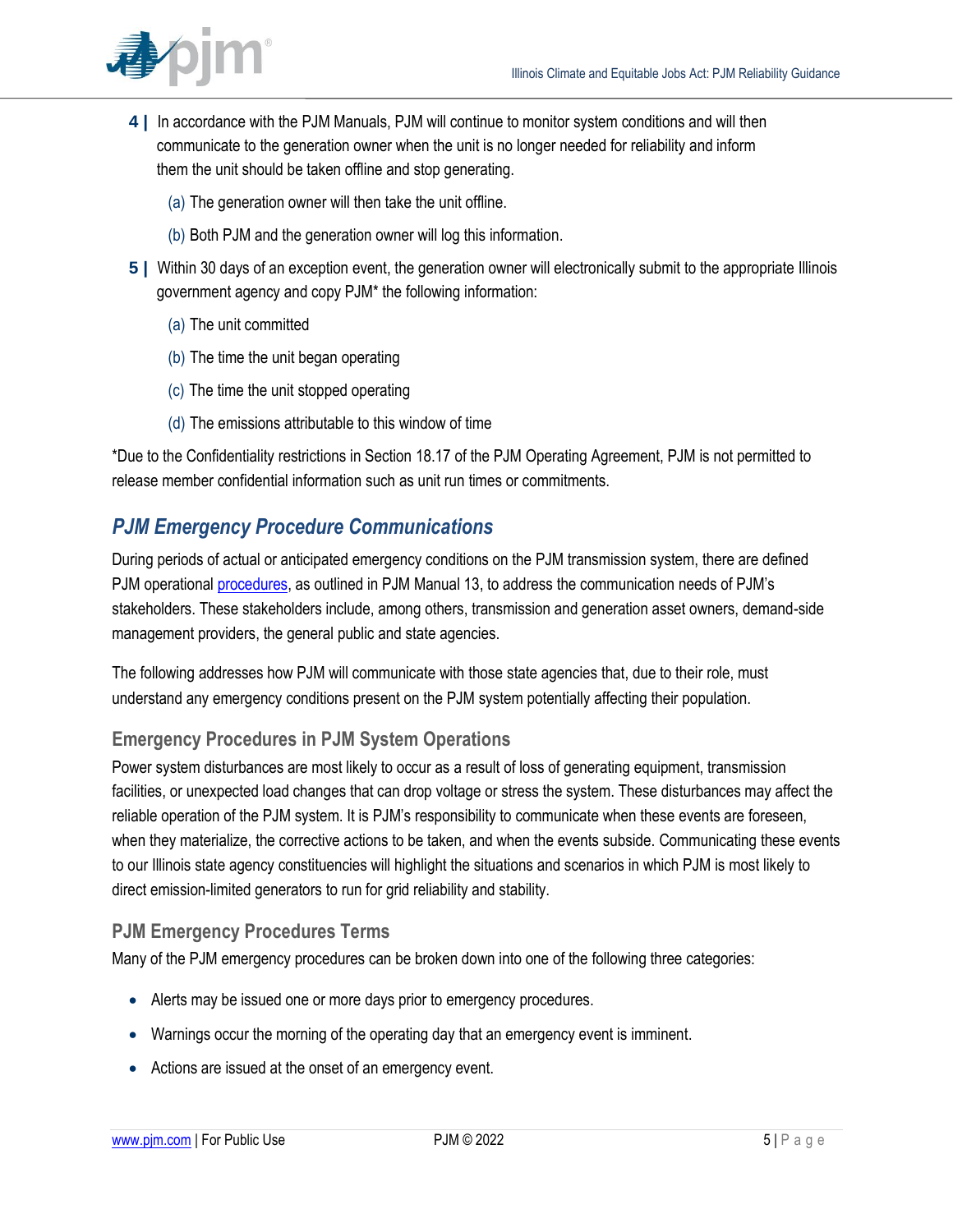4 | In accordance with the PJM Manuals, PJM will continue to monitor system conditions and will then communicate to the generation owner when the unit is no longer needed for reliability and inform them the unit should be taken offline and stop generating.

   (a) The generation owner will then take the unit offline.

   (b) Both PJM and the generation owner will log this information.

5 | Within 30 days of an exception event, the generation owner will electronically submit to the appropriate Illinois government agency and copy PJM* the following information:

   (a) The unit committed

   (b) The time the unit began operating

   (c) The time the unit stopped operating

   (d) The emissions attributable to this window of time

*Due to the Confidentiality restrictions in Section 18.17 of the PJM Operating Agreement, PJM is not permitted to release member confidential information such as unit run times or commitments.

## *PJM Emergency Procedure Communications*

During periods of actual or anticipated emergency conditions on the PJM transmission system, there are defined PJM operational procedures, as outlined in PJM Manual 13, to address the communication needs of PJM's stakeholders. These stakeholders include, among others, transmission and generation asset owners, demand-side management providers, the general public and state agencies.

The following addresses how PJM will communicate with those state agencies that, due to their role, must understand any emergency conditions present on the PJM system potentially affecting their population.

### Emergency Procedures in PJM System Operations

Power system disturbances are most likely to occur as a result of loss of generating equipment, transmission facilities, or unexpected load changes that can drop voltage or stress the system. These disturbances may affect the reliable operation of the PJM system. It is PJM's responsibility to communicate when these events are foreseen, when they materialize, the corrective actions to be taken, and when the events subside. Communicating these events to our Illinois state agency constituencies will highlight the situations and scenarios in which PJM is most likely to direct emission-limited generators to run for grid reliability and stability.

### PJM Emergency Procedures Terms

Many of the PJM emergency procedures can be broken down into one of the following three categories:

- Alerts may be issued one or more days prior to emergency procedures.
- Warnings occur the morning of the operating day that an emergency event is imminent.
- Actions are issued at the onset of an emergency event.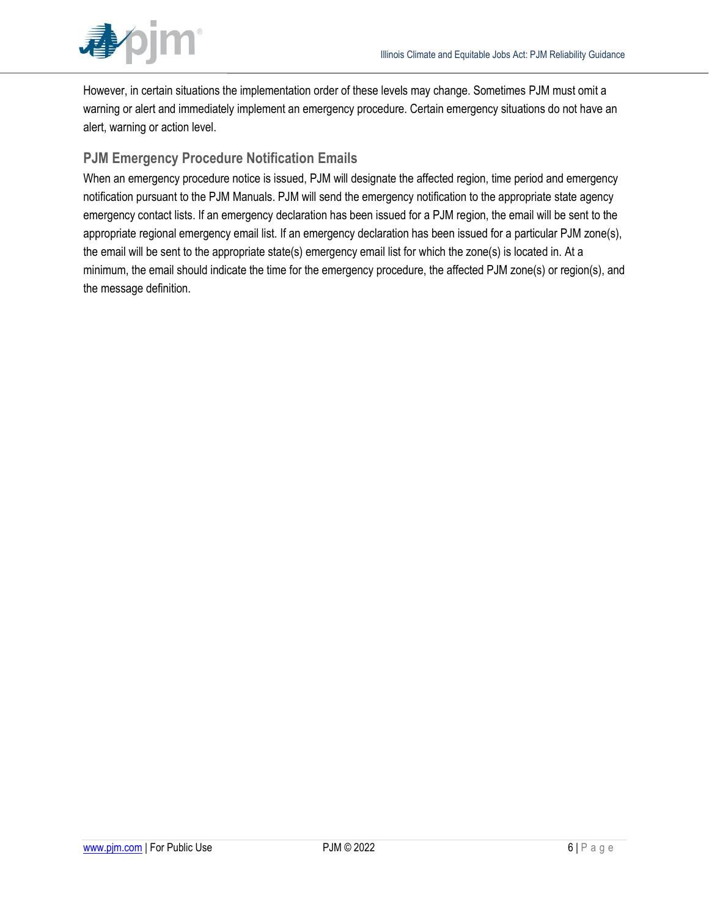However, in certain situations the implementation order of these levels may change. Sometimes PJM must omit a warning or alert and immediately implement an emergency procedure. Certain emergency situations do not have an alert, warning or action level.

### PJM Emergency Procedure Notification Emails

When an emergency procedure notice is issued, PJM will designate the affected region, time period and emergency notification pursuant to the PJM Manuals. PJM will send the emergency notification to the appropriate state agency emergency contact lists. If an emergency declaration has been issued for a PJM region, the email will be sent to the appropriate regional emergency email list. If an emergency declaration has been issued for a particular PJM zone(s), the email will be sent to the appropriate state(s) emergency email list for which the zone(s) is located in. At a minimum, the email should indicate the time for the emergency procedure, the affected PJM zone(s) or region(s), and the message definition.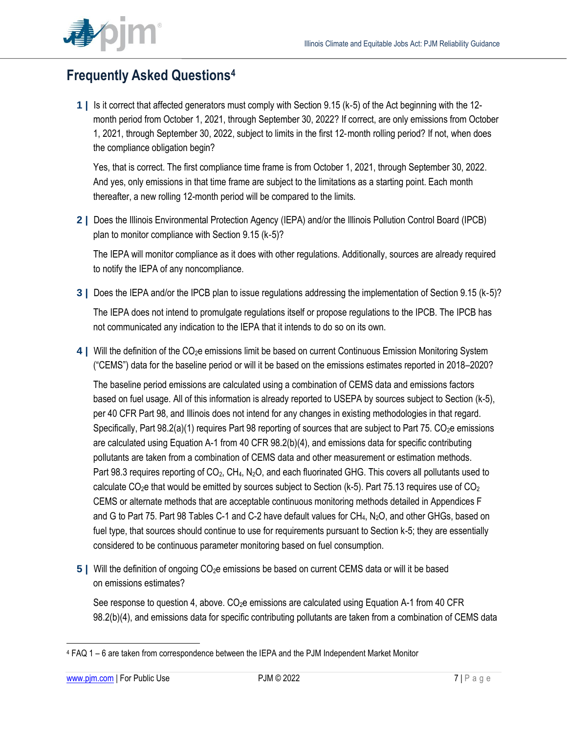## Frequently Asked Questions[4]

**1 |** Is it correct that affected generators must comply with Section 9.15 (k-5) of the Act beginning with the 12-month period from October 1, 2021, through September 30, 2022? If correct, are only emissions from October 1, 2021, through September 30, 2022, subject to limits in the first 12-month rolling period? If not, when does the compliance obligation begin?

Yes, that is correct. The first compliance time frame is from October 1, 2021, through September 30, 2022. And yes, only emissions in that time frame are subject to the limitations as a starting point. Each month thereafter, a new rolling 12-month period will be compared to the limits.

**2 |** Does the Illinois Environmental Protection Agency (IEPA) and/or the Illinois Pollution Control Board (IPCB) plan to monitor compliance with Section 9.15 (k-5)?

The IEPA will monitor compliance as it does with other regulations. Additionally, sources are already required to notify the IEPA of any noncompliance.

**3 |** Does the IEPA and/or the IPCB plan to issue regulations addressing the implementation of Section 9.15 (k-5)?

The IEPA does not intend to promulgate regulations itself or propose regulations to the IPCB. The IPCB has not communicated any indication to the IEPA that it intends to do so on its own.

**4 |** Will the definition of the $CO_2e$ emissions limit be based on current Continuous Emission Monitoring System ("CEMS") data for the baseline period or will it be based on the emissions estimates reported in 2018–2020?

The baseline period emissions are calculated using a combination of CEMS data and emissions factors based on fuel usage. All of this information is already reported to USEPA by sources subject to Section (k-5), per 40 CFR Part 98, and Illinois does not intend for any changes in existing methodologies in that regard. Specifically, Part 98.2(a)(1) requires Part 98 reporting of sources that are subject to Part 75. $CO_2e$ emissions are calculated using Equation A-1 from 40 CFR 98.2(b)(4), and emissions data for specific contributing pollutants are taken from a combination of CEMS data and other measurement or estimation methods. Part 98.3 requires reporting of $CO_2$, $CH_4$, $N_2O$, and each fluorinated GHG. This covers all pollutants used to calculate $CO_2e$ that would be emitted by sources subject to Section (k-5). Part 75.13 requires use of $CO_2$ CEMS or alternate methods that are acceptable continuous monitoring methods detailed in Appendices F and G to Part 75. Part 98 Tables C-1 and C-2 have default values for $CH_4$, $N_2O$, and other GHGs, based on fuel type, that sources should continue to use for requirements pursuant to Section k-5; they are essentially considered to be continuous parameter monitoring based on fuel consumption.

**5 |** Will the definition of ongoing $CO_2e$ emissions be based on current CEMS data or will it be based on emissions estimates?

See response to question 4, above. $CO_2e$ emissions are calculated using Equation A-1 from 40 CFR 98.2(b)(4), and emissions data for specific contributing pollutants are taken from a combination of CEMS data

[4] FAQ 1 – 6 are taken from correspondence between the IEPA and the PJM Independent Market Monitor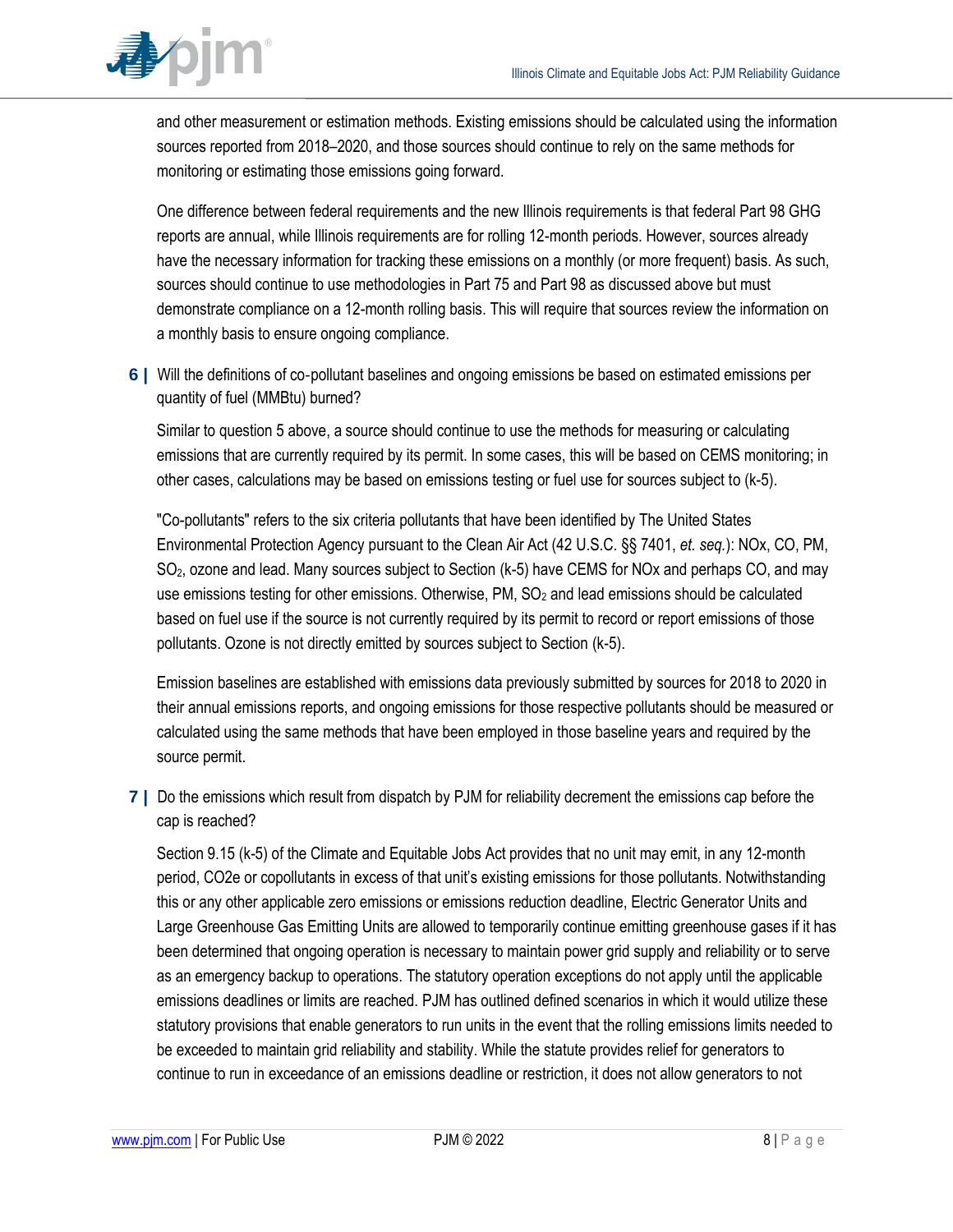and other measurement or estimation methods. Existing emissions should be calculated using the information sources reported from 2018–2020, and those sources should continue to rely on the same methods for monitoring or estimating those emissions going forward.

One difference between federal requirements and the new Illinois requirements is that federal Part 98 GHG reports are annual, while Illinois requirements are for rolling 12-month periods. However, sources already have the necessary information for tracking these emissions on a monthly (or more frequent) basis. As such, sources should continue to use methodologies in Part 75 and Part 98 as discussed above but must demonstrate compliance on a 12-month rolling basis. This will require that sources review the information on a monthly basis to ensure ongoing compliance.

**6 |** Will the definitions of co-pollutant baselines and ongoing emissions be based on estimated emissions per quantity of fuel (MMBtu) burned?

Similar to question 5 above, a source should continue to use the methods for measuring or calculating emissions that are currently required by its permit. In some cases, this will be based on CEMS monitoring; in other cases, calculations may be based on emissions testing or fuel use for sources subject to (k-5).

"Co-pollutants" refers to the six criteria pollutants that have been identified by The United States Environmental Protection Agency pursuant to the Clean Air Act (42 U.S.C. §§ 7401, *et. seq.*): NOx, CO, PM, $SO_2$, ozone and lead. Many sources subject to Section (k-5) have CEMS for NOx and perhaps CO, and may use emissions testing for other emissions. Otherwise, PM, $SO_2$ and lead emissions should be calculated based on fuel use if the source is not currently required by its permit to record or report emissions of those pollutants. Ozone is not directly emitted by sources subject to Section (k-5).

Emission baselines are established with emissions data previously submitted by sources for 2018 to 2020 in their annual emissions reports, and ongoing emissions for those respective pollutants should be measured or calculated using the same methods that have been employed in those baseline years and required by the source permit.

**7 |** Do the emissions which result from dispatch by PJM for reliability decrement the emissions cap before the cap is reached?

Section 9.15 (k-5) of the Climate and Equitable Jobs Act provides that no unit may emit, in any 12-month period, CO2e or copollutants in excess of that unit's existing emissions for those pollutants. Notwithstanding this or any other applicable zero emissions or emissions reduction deadline, Electric Generator Units and Large Greenhouse Gas Emitting Units are allowed to temporarily continue emitting greenhouse gases if it has been determined that ongoing operation is necessary to maintain power grid supply and reliability or to serve as an emergency backup to operations. The statutory operation exceptions do not apply until the applicable emissions deadlines or limits are reached. PJM has outlined defined scenarios in which it would utilize these statutory provisions that enable generators to run units in the event that the rolling emissions limits needed to be exceeded to maintain grid reliability and stability. While the statute provides relief for generators to continue to run in exceedance of an emissions deadline or restriction, it does not allow generators to not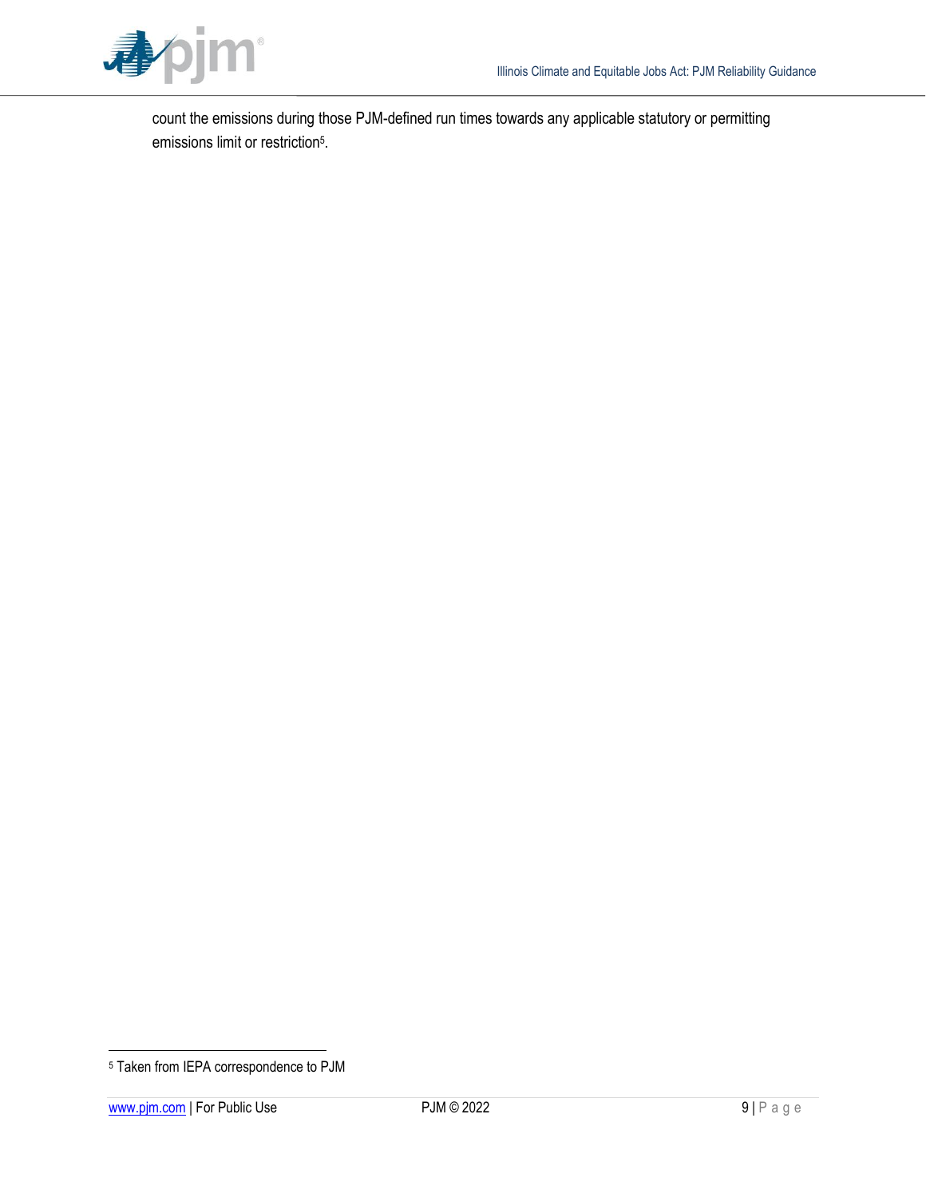count the emissions during those PJM-defined run times towards any applicable statutory or permitting emissions limit or restriction[5].

[5] Taken from IEPA correspondence to PJM